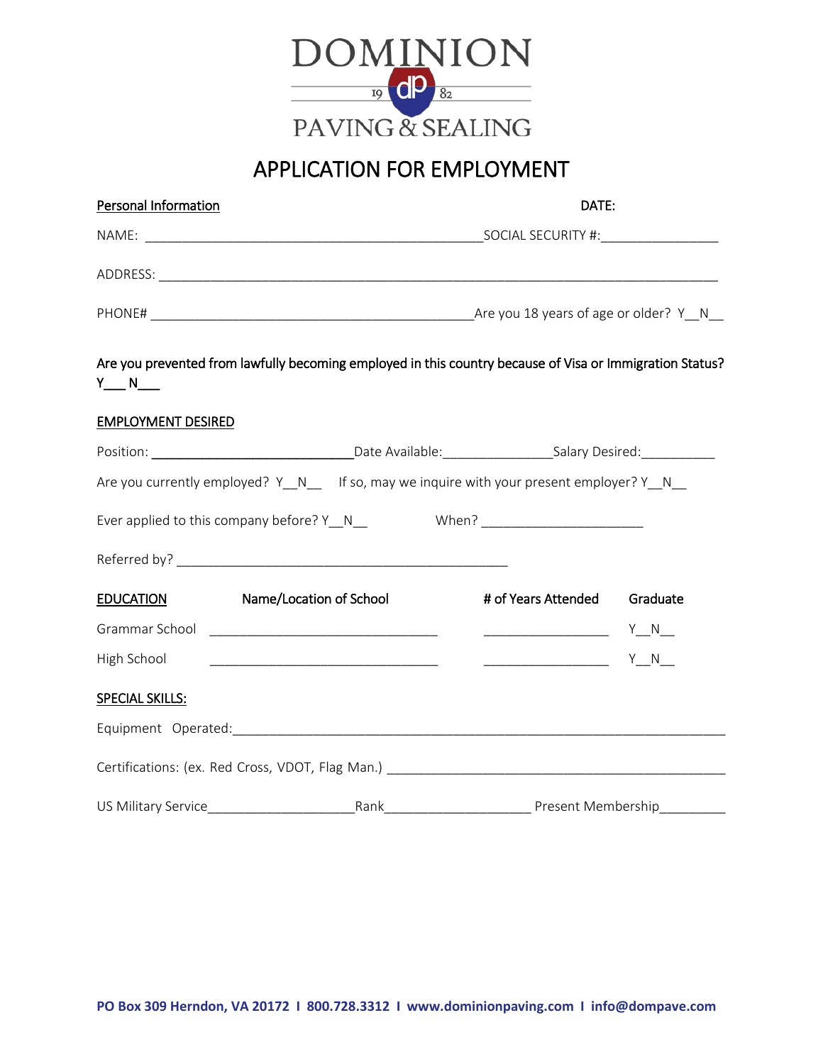DOMINION

19 dp 82

PAVING & SEALING

# APPLICATION FOR EMPLOYMENT

**Personal Information** **DATE:**

NAME: ______________________________________________ SOCIAL SECURITY #:________________

ADDRESS: ___________________________________________________________________________

PHONE# _____________________________________________ Are you 18 years of age or older? Y__N__

**Are you prevented from lawfully becoming employed in this country because of Visa or Immigration Status? Y___ N___**

**EMPLOYMENT DESIRED**

Position: ___________________________ Date Available:_______________ Salary Desired:__________

Are you currently employed? Y__N__ If so, may we inquire with your present employer? Y__N__

Ever applied to this company before? Y__N__ When? ______________________

Referred by? ______________________________________________

| **EDUCATION** | **Name/Location of School** | **# of Years Attended** | **Graduate** |
|---|---|---|---|
| Grammar School | ________________________________ | _________________ | Y__N__ |
| High School | ________________________________ | _________________ | Y__N__ |

**SPECIAL SKILLS:**

Equipment Operated:_________________________________________________________________

Certifications: (ex. Red Cross, VDOT, Flag Man.) ______________________________________________

US Military Service____________________ Rank____________________ Present Membership_________

PO Box 309 Herndon, VA 20172 I 800.728.3312 I www.dominionpaving.com I info@dompave.com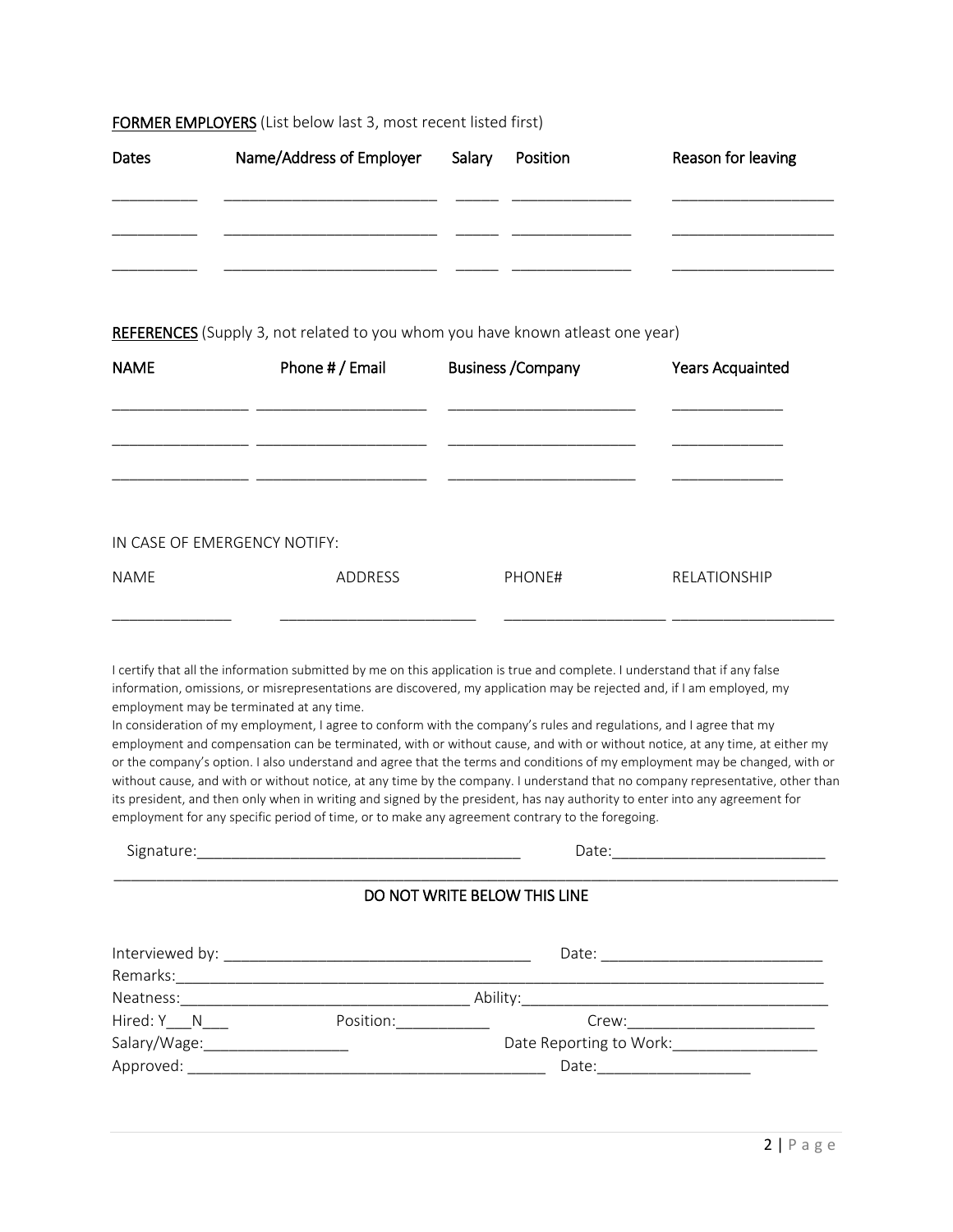**FORMER EMPLOYERS** (List below last 3, most recent listed first)

| Dates | Name/Address of Employer | Salary | Position | Reason for leaving |
|---|---|---|---|---|
| __________ | __________________________ | _____ | ______________ | ____________________ |
| __________ | __________________________ | _____ | ______________ | ____________________ |
| __________ | __________________________ | _____ | ______________ | ____________________ |

**REFERENCES** (Supply 3, not related to you whom you have known atleast one year)

| NAME | Phone # / Email | Business /Company | Years Acquainted |
|---|---|---|---|
| ________________ | ____________________ | ______________________ | _____________ |
| ________________ | ____________________ | ______________________ | _____________ |
| ________________ | ____________________ | ______________________ | _____________ |

IN CASE OF EMERGENCY NOTIFY:

| NAME | ADDRESS | PHONE# | RELATIONSHIP |
|---|---|---|---|
| ______________ | ________________________ | ____________________ | ____________________ |

I certify that all the information submitted by me on this application is true and complete. I understand that if any false information, omissions, or misrepresentations are discovered, my application may be rejected and, if I am employed, my employment may be terminated at any time.

In consideration of my employment, I agree to conform with the company's rules and regulations, and I agree that my employment and compensation can be terminated, with or without cause, and with or without notice, at any time, at either my or the company's option. I also understand and agree that the terms and conditions of my employment may be changed, with or without cause, and with or without notice, at any time by the company. I understand that no company representative, other than its president, and then only when in writing and signed by the president, has nay authority to enter into any agreement for employment for any specific period of time, or to make any agreement contrary to the foregoing.

Signature:_______________________________________ Date:_________________________

---

**DO NOT WRITE BELOW THIS LINE**

Interviewed by: ____________________________________ Date: __________________________

Remarks:_________________________________________________________________________

Neatness:__________________________________ Ability:____________________________________

Hired: Y___N___ Position:___________ Crew:______________________

Salary/Wage:_________________ Date Reporting to Work:_________________

Approved: __________________________________________ Date:__________________